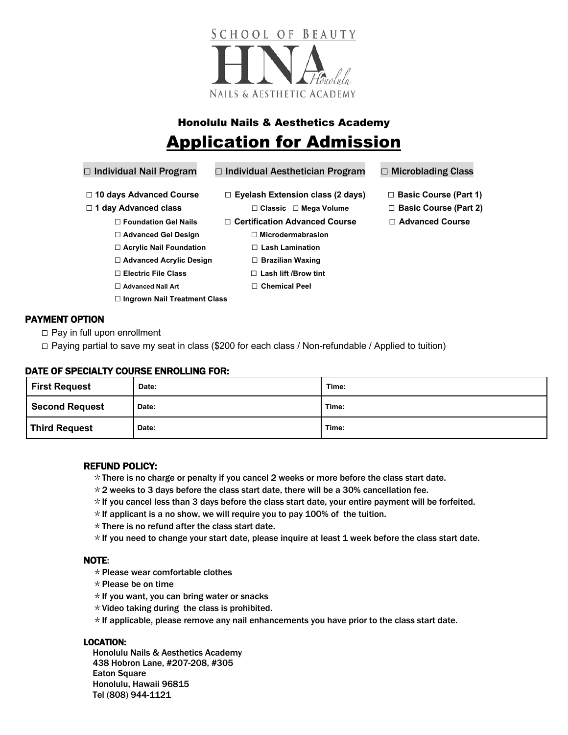SCHOOL OF BEAUTY

HNA Honolulu

NAILS & AESTHETIC ACADEMY

## Honolulu Nails & Aesthetics Academy

# Application for Admission

**□ Individual Nail Program**

- **□ 10 days Advanced Course**
- **□ 1 day Advanced class**
  - **□ Foundation Gel Nails**
  - **□ Advanced Gel Design**
  - **□ Acrylic Nail Foundation**
  - **□ Advanced Acrylic Design**
  - **□ Electric File Class**
  - **□ Advanced Nail Art**
  - **□ Ingrown Nail Treatment Class**

**□ Individual Aesthetician Program**

- **□ Eyelash Extension class (2 days)**
  - **□ Classic □ Mega Volume**
- **□ Certification Advanced Course**
  - **□ Microdermabrasion**
  - **□ Lash Lamination**
  - **□ Brazilian Waxing**
  - **□ Lash lift /Brow tint**
  - **□ Chemical Peel**

**□ Microblading Class**

- **□ Basic Course (Part 1)**
- **□ Basic Course (Part 2)**
- **□ Advanced Course**

### PAYMENT OPTION

□ Pay in full upon enrollment

□ Paying partial to save my seat in class ($200 for each class / Non-refundable / Applied to tuition)

### DATE OF SPECIALTY COURSE ENROLLING FOR:

| | | |
|---|---|---|
| **First Request** | Date: | Time: |
| **Second Request** | Date: | Time: |
| **Third Request** | Date: | Time: |

### REFUND POLICY:

＊There is no charge or penalty if you cancel 2 weeks or more before the class start date.

＊2 weeks to 3 days before the class start date, there will be a 30% cancellation fee.

＊If you cancel less than 3 days before the class start date, your entire payment will be forfeited.

＊If applicant is a no show, we will require you to pay 100% of the tuition.

＊There is no refund after the class start date.

＊If you need to change your start date, please inquire at least 1 week before the class start date.

### NOTE:

＊Please wear comfortable clothes

＊Please be on time

＊If you want, you can bring water or snacks

＊Video taking during the class is prohibited.

＊If applicable, please remove any nail enhancements you have prior to the class start date.

### LOCATION:

Honolulu Nails & Aesthetics Academy
438 Hobron Lane, #207-208, #305
Eaton Square
Honolulu, Hawaii 96815
Tel (808) 944-1121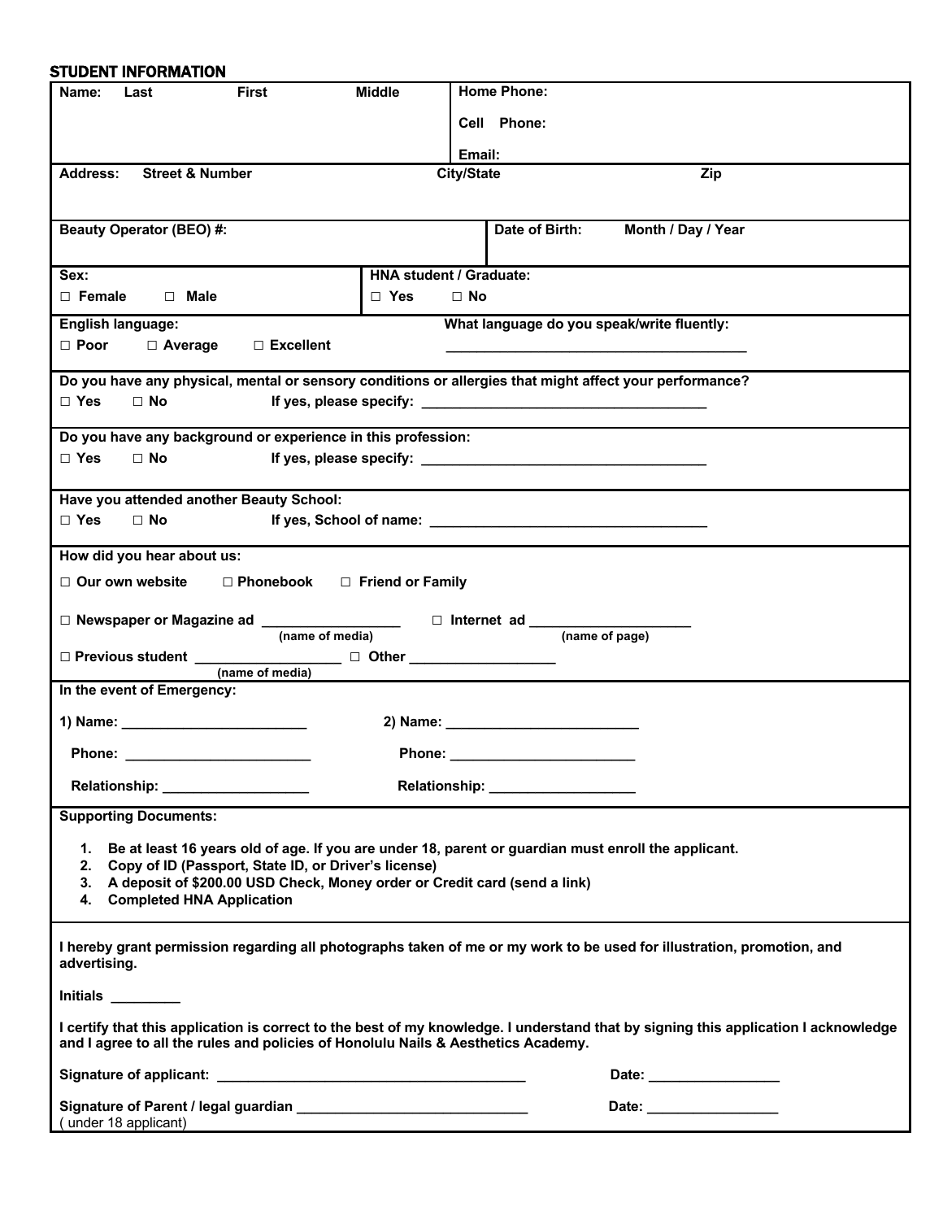## STUDENT INFORMATION

| | |
|---|---|
| **Name: Last First Middle** | **Home Phone:**<br>**Cell Phone:**<br>**Email:** |
| **Address: Street & Number City/State Zip** | |
| **Beauty Operator (BEO) #:** | **Date of Birth: Month / Day / Year** |
| **Sex:**<br>☐ Female ☐ Male | **HNA student / Graduate:**<br>☐ Yes ☐ No |
| **English language:**<br>☐ Poor ☐ Average ☐ Excellent | **What language do you speak/write fluently:** ______________________ |

**Do you have any physical, mental or sensory conditions or allergies that might affect your performance?**

☐ Yes ☐ No **If yes, please specify:** ______________________

**Do you have any background or experience in this profession:**

☐ Yes ☐ No **If yes, please specify:** ______________________

**Have you attended another Beauty School:**

☐ Yes ☐ No **If yes, School of name:** ______________________

**How did you hear about us:**

☐ Our own website ☐ Phonebook ☐ Friend or Family

☐ Newspaper or Magazine ad ______________ (name of media) ☐ Internet ad ______________ (name of page)

☐ Previous student ______________ (name of media) ☐ Other ______________

**In the event of Emergency:**

1) Name: ______________ 2) Name: ______________

Phone: ______________ Phone: ______________

Relationship: ______________ Relationship: ______________

**Supporting Documents:**

1. **Be at least 16 years old of age. If you are under 18, parent or guardian must enroll the applicant.**
2. **Copy of ID (Passport, State ID, or Driver's license)**
3. **A deposit of $200.00 USD Check, Money order or Credit card (send a link)**
4. **Completed HNA Application**

**I hereby grant permission regarding all photographs taken of me or my work to be used for illustration, promotion, and advertising.**

**Initials** _________

**I certify that this application is correct to the best of my knowledge. I understand that by signing this application I acknowledge and I agree to all the rules and policies of Honolulu Nails & Aesthetics Academy.**

**Signature of applicant:** ______________________ **Date:** ______________

**Signature of Parent / legal guardian** ______________________ **Date:** ______________
( under 18 applicant)